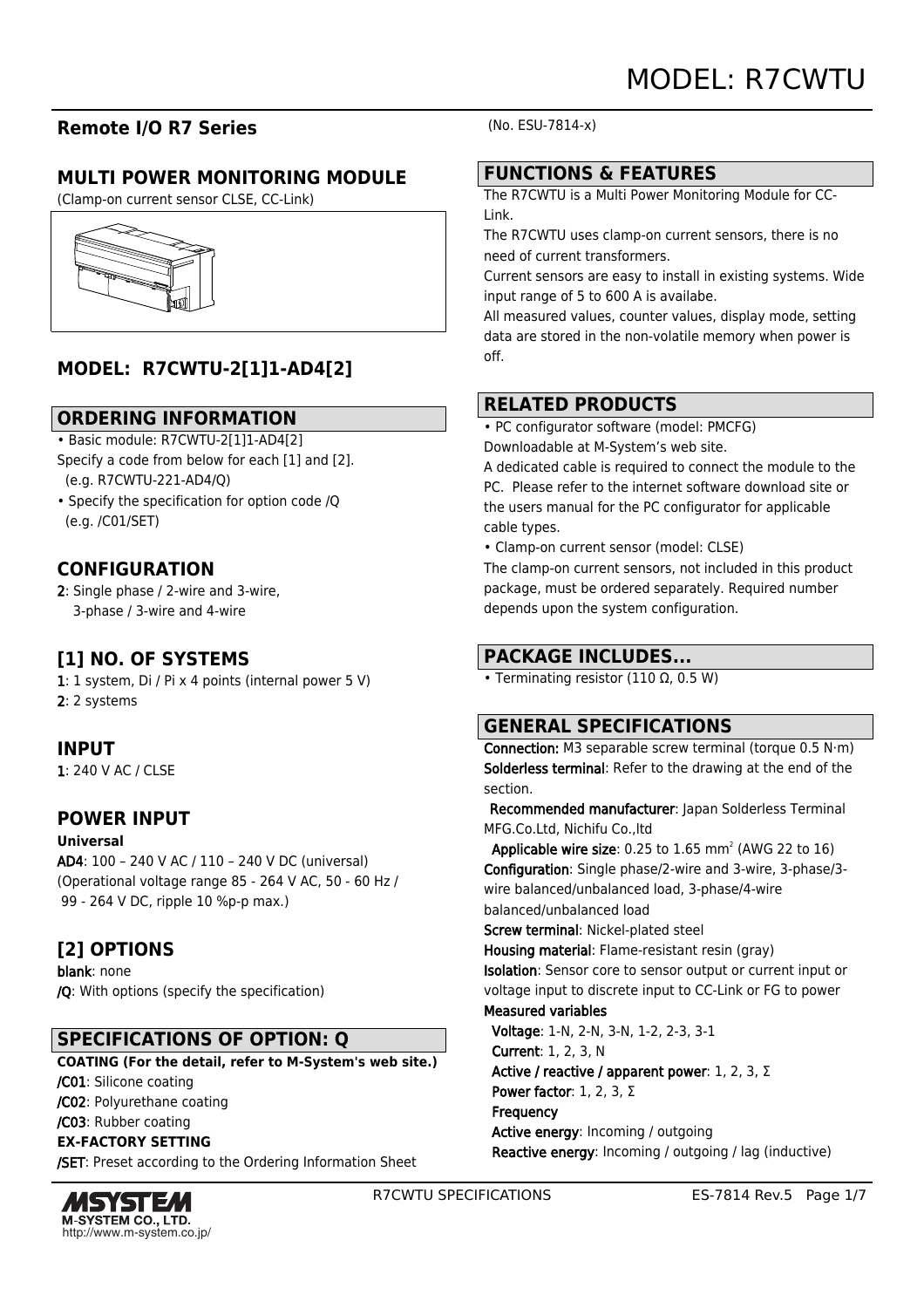# MODEL: R7CWTU

## Remote I/O R7 Series

(No. ESU-7814-x)

## MULTI POWER MONITORING MODULE

(Clamp-on current sensor CLSE, CC-Link)

## MODEL: R7CWTU-2[1]1-AD4[2]

## ORDERING INFORMATION

- Basic module: R7CWTU-2[1]1-AD4[2]

Specify a code from below for each [1] and [2].
(e.g. R7CWTU-221-AD4/Q)

- Specify the specification for option code /Q
(e.g. /C01/SET)

## CONFIGURATION

**2**: Single phase / 2-wire and 3-wire,
3-phase / 3-wire and 4-wire

## [1] NO. OF SYSTEMS

**1**: 1 system, Di / Pi x 4 points (internal power 5 V)
**2**: 2 systems

## INPUT

**1**: 240 V AC / CLSE

## POWER INPUT

**Universal**

**AD4**: 100 – 240 V AC / 110 – 240 V DC (universal)
(Operational voltage range 85 - 264 V AC, 50 - 60 Hz / 99 - 264 V DC, ripple 10 %p-p max.)

## [2] OPTIONS

**blank**: none
**/Q**: With options (specify the specification)

## SPECIFICATIONS OF OPTION: Q

**COATING (For the detail, refer to M-System's web site.)**

**/C01**: Silicone coating
**/C02**: Polyurethane coating
**/C03**: Rubber coating

**EX-FACTORY SETTING**

**/SET**: Preset according to the Ordering Information Sheet

## FUNCTIONS & FEATURES

The R7CWTU is a Multi Power Monitoring Module for CC-Link.

The R7CWTU uses clamp-on current sensors, there is no need of current transformers.

Current sensors are easy to install in existing systems. Wide input range of 5 to 600 A is availabe.

All measured values, counter values, display mode, setting data are stored in the non-volatile memory when power is off.

## RELATED PRODUCTS

- PC configurator software (model: PMCFG)

Downloadable at M-System's web site.

A dedicated cable is required to connect the module to the PC. Please refer to the internet software download site or the users manual for the PC configurator for applicable cable types.

- Clamp-on current sensor (model: CLSE)

The clamp-on current sensors, not included in this product package, must be ordered separately. Required number depends upon the system configuration.

## PACKAGE INCLUDES...

- Terminating resistor (110 Ω, 0.5 W)

## GENERAL SPECIFICATIONS

**Connection:** M3 separable screw terminal (torque 0.5 N·m)

**Solderless terminal**: Refer to the drawing at the end of the section.

**Recommended manufacturer**: Japan Solderless Terminal MFG.Co.Ltd, Nichifu Co.,ltd

**Applicable wire size**: 0.25 to 1.65 $mm^2$ (AWG 22 to 16)

**Configuration**: Single phase/2-wire and 3-wire, 3-phase/3-wire balanced/unbalanced load, 3-phase/4-wire balanced/unbalanced load

**Screw terminal**: Nickel-plated steel

**Housing material**: Flame-resistant resin (gray)

**Isolation**: Sensor core to sensor output or current input or voltage input to discrete input to CC-Link or FG to power

**Measured variables**

**Voltage**: 1-N, 2-N, 3-N, 1-2, 2-3, 3-1

**Current**: 1, 2, 3, N

**Active / reactive / apparent power**: 1, 2, 3, Σ

**Power factor**: 1, 2, 3, Σ

**Frequency**

**Active energy**: Incoming / outgoing

**Reactive energy**: Incoming / outgoing / lag (inductive)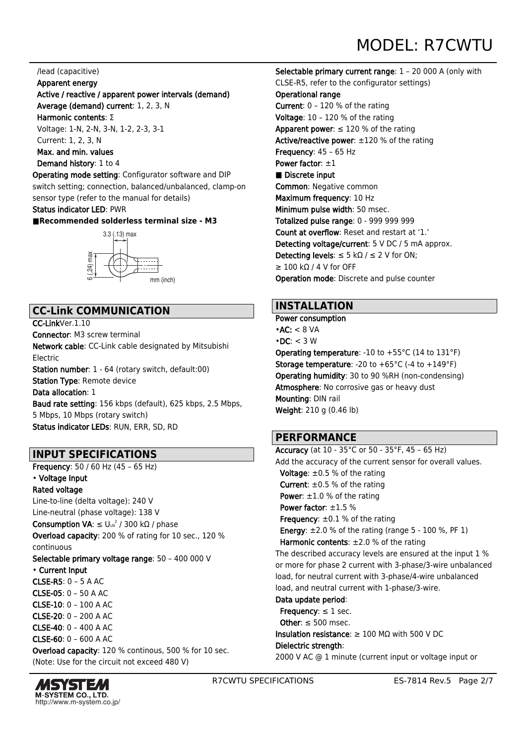/lead (capacitive)

**Apparent energy**

**Active / reactive / apparent power intervals (demand)**

**Average (demand) current**: 1, 2, 3, N

**Harmonic contents**: Σ

Voltage: 1-N, 2-N, 3-N, 1-2, 2-3, 3-1

Current: 1, 2, 3, N

**Max. and min. values**

**Demand history**: 1 to 4

**Operating mode setting**: Configurator software and DIP switch setting; connection, balanced/unbalanced, clamp-on sensor type (refer to the manual for details)

**Status indicator LED**: PWR

■ **Recommended solderless terminal size - M3**

3.3 (.13) max

6 (.24) max

mm (inch)

## CC-Link COMMUNICATION

**CC-Link**Ver.1.10

**Connector**: M3 screw terminal

**Network cable**: CC-Link cable designated by Mitsubishi Electric

**Station number**: 1 - 64 (rotary switch, default:00)

**Station Type**: Remote device

**Data allocation**: 1

**Baud rate setting**: 156 kbps (default), 625 kbps, 2.5 Mbps, 5 Mbps, 10 Mbps (rotary switch)

**Status indicator LEDs**: RUN, ERR, SD, RD

## INPUT SPECIFICATIONS

**Frequency**: 50 / 60 Hz (45 – 65 Hz)

• **Voltage Input**

**Rated voltage**

Line-to-line (delta voltage): 240 V

Line-neutral (phase voltage): 138 V

**Consumption VA**: ≤ $U_{LN}^2$ / 300 kΩ / phase

**Overload capacity**: 200 % of rating for 10 sec., 120 % continuous

**Selectable primary voltage range**: 50 – 400 000 V

• **Current Input**

**CLSE-R5**: 0 – 5 A AC

**CLSE-05**: 0 – 50 A AC

**CLSE-10**: 0 – 100 A AC

**CLSE-20**: 0 – 200 A AC

**CLSE-40**: 0 – 400 A AC

**CLSE-60**: 0 – 600 A AC

**Overload capacity**: 120 % continous, 500 % for 10 sec. (Note: Use for the circuit not exceed 480 V)

**Selectable primary current range**: 1 – 20 000 A (only with CLSE-R5, refer to the configurator settings)

**Operational range**

**Current**: 0 – 120 % of the rating

**Voltage**: 10 – 120 % of the rating

**Apparent power**: ≤ 120 % of the rating

**Active/reactive power**: ±120 % of the rating

**Frequency**: 45 – 65 Hz

**Power factor**: ±1

■ **Discrete input**

**Common**: Negative common

**Maximum frequency**: 10 Hz

**Minimum pulse width**: 50 msec.

**Totalized pulse range**: 0 - 999 999 999

**Count at overflow**: Reset and restart at '1.'

**Detecting voltage/current**: 5 V DC / 5 mA approx.

**Detecting levels**: ≤ 5 kΩ / ≤ 2 V for ON; ≥ 100 kΩ / 4 V for OFF

**Operation mode**: Discrete and pulse counter

## INSTALLATION

**Power consumption**

•**AC**: < 8 VA

•**DC**: < 3 W

**Operating temperature**: -10 to +55°C (14 to 131°F)

**Storage temperature**: -20 to +65°C (-4 to +149°F)

**Operating humidity**: 30 to 90 %RH (non-condensing)

**Atmosphere**: No corrosive gas or heavy dust

**Mounting**: DIN rail

**Weight**: 210 g (0.46 lb)

## PERFORMANCE

**Accuracy** (at 10 - 35°C or 50 - 35°F, 45 – 65 Hz)

Add the accuracy of the current sensor for overall values.

**Voltage**: ±0.5 % of the rating

**Current**: ±0.5 % of the rating

**Power**: ±1.0 % of the rating

**Power factor**: ±1.5 %

**Frequency**: ±0.1 % of the rating

**Energy**: ±2.0 % of the rating (range 5 - 100 %, PF 1)

**Harmonic contents**: ±2.0 % of the rating

The described accuracy levels are ensured at the input 1 % or more for phase 2 current with 3-phase/3-wire unbalanced load, for neutral current with 3-phase/4-wire unbalanced load, and neutral current with 1-phase/3-wire.

**Data update period**:

**Frequency**: ≤ 1 sec.

**Other**: ≤ 500 msec.

**Insulation resistance**: ≥ 100 MΩ with 500 V DC

**Dielectric strength**:

2000 V AC @ 1 minute (current input or voltage input or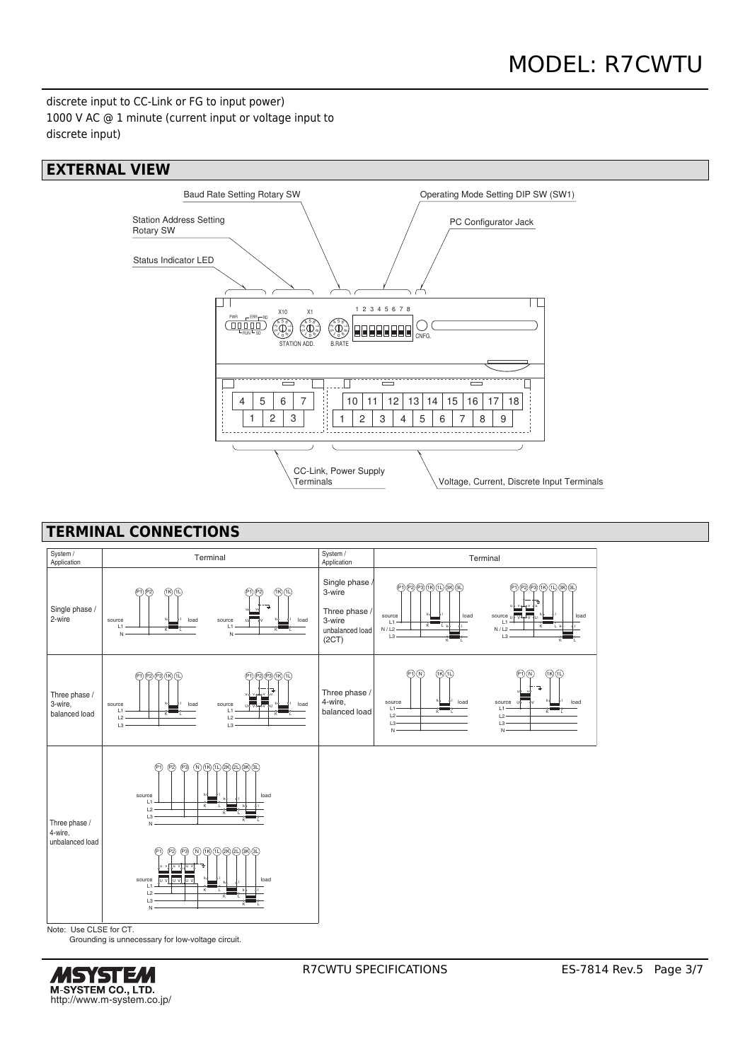discrete input to CC-Link or FG to input power)
1000 V AC @ 1 minute (current input or voltage input to discrete input)

## EXTERNAL VIEW

Baud Rate Setting Rotary SW

Operating Mode Setting DIP SW (SW1)

Station Address Setting Rotary SW

PC Configurator Jack

Status Indicator LED

CC-Link, Power Supply Terminals

Voltage, Current, Discrete Input Terminals

## TERMINAL CONNECTIONS

| System / Application | Terminal | System / Application | Terminal |
|---|---|---|---|
| Single phase / 2-wire | | Single phase / 3-wire<br>Three phase / 3-wire unbalanced load (2CT) | |
| Three phase / 3-wire, balanced load | | Three phase / 4-wire, balanced load | |
| Three phase / 4-wire, unbalanced load | | | |

Note: Use CLSE for CT.
Grounding is unnecessary for low-voltage circuit.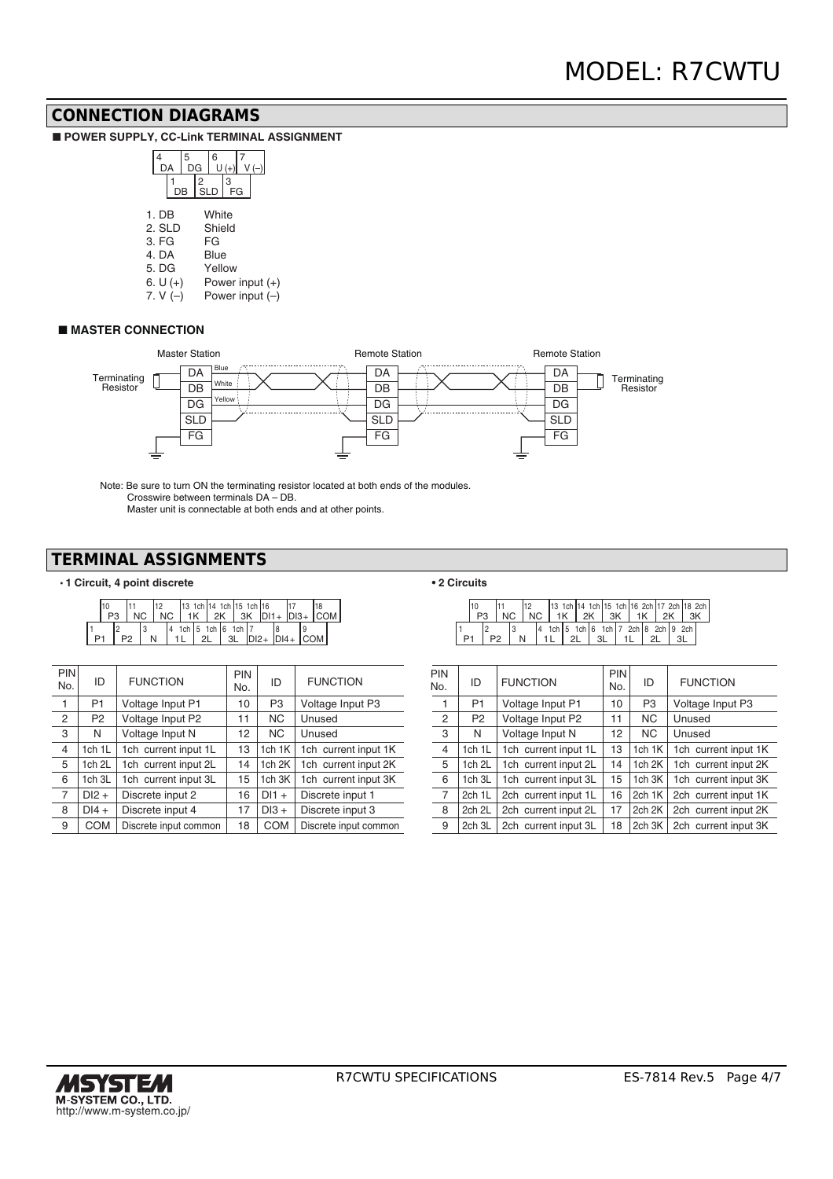## CONNECTION DIAGRAMS

### ■ POWER SUPPLY, CC-Link TERMINAL ASSIGNMENT

| 4 DA | 5 DG | 6 U (+) | 7 V (–) |
|---|---|---|---|
| 1 DB | 2 SLD | 3 FG | |

1. DB — White
2. SLD — Shield
3. FG — FG
4. DA — Blue
5. DG — Yellow
6. U (+) — Power input (+)
7. V (–) — Power input (–)

### ■ MASTER CONNECTION

Master Station — Remote Station — Remote Station

Terminating Resistor — DA (Blue), DB (White), DG (Yellow), SLD, FG — Terminating Resistor

Note: Be sure to turn ON the terminating resistor located at both ends of the modules.
Crosswire between terminals DA – DB.
Master unit is connectable at both ends and at other points.

## TERMINAL ASSIGNMENTS

**• 1 Circuit, 4 point discrete**

| 10 P3 | 11 NC | 12 NC | 13 1ch 1K | 14 1ch 2K | 15 1ch 3K | 16 DI1+ | 17 DI3+ | 18 COM |
|---|---|---|---|---|---|---|---|---|
| 1 P1 | 2 P2 | 3 N | 4 1ch 1L | 5 1ch 2L | 6 1ch 3L | 7 DI2+ | 8 DI4+ | 9 COM |

| PIN No. | ID | FUNCTION | PIN No. | ID | FUNCTION |
|---|---|---|---|---|---|
| 1 | P1 | Voltage Input P1 | 10 | P3 | Voltage Input P3 |
| 2 | P2 | Voltage Input P2 | 11 | NC | Unused |
| 3 | N | Voltage Input N | 12 | NC | Unused |
| 4 | 1ch 1L | 1ch current input 1L | 13 | 1ch 1K | 1ch current input 1K |
| 5 | 1ch 2L | 1ch current input 2L | 14 | 1ch 2K | 1ch current input 2K |
| 6 | 1ch 3L | 1ch current input 3L | 15 | 1ch 3K | 1ch current input 3K |
| 7 | DI2 + | Discrete input 2 | 16 | DI1 + | Discrete input 1 |
| 8 | DI4 + | Discrete input 4 | 17 | DI3 + | Discrete input 3 |
| 9 | COM | Discrete input common | 18 | COM | Discrete input common |

**• 2 Circuits**

| 10 P3 | 11 NC | 12 NC | 13 1ch 1K | 14 1ch 2K | 15 1ch 3K | 16 2ch 1K | 17 2ch 2K | 18 2ch 3K |
|---|---|---|---|---|---|---|---|---|
| 1 P1 | 2 P2 | 3 N | 4 1ch 1L | 5 1ch 2L | 6 1ch 3L | 7 2ch 1L | 8 2ch 2L | 9 2ch 3L |

| PIN No. | ID | FUNCTION | PIN No. | ID | FUNCTION |
|---|---|---|---|---|---|
| 1 | P1 | Voltage Input P1 | 10 | P3 | Voltage Input P3 |
| 2 | P2 | Voltage Input P2 | 11 | NC | Unused |
| 3 | N | Voltage Input N | 12 | NC | Unused |
| 4 | 1ch 1L | 1ch current input 1L | 13 | 1ch 1K | 1ch current input 1K |
| 5 | 1ch 2L | 1ch current input 2L | 14 | 1ch 2K | 1ch current input 2K |
| 6 | 1ch 3L | 1ch current input 3L | 15 | 1ch 3K | 1ch current input 3K |
| 7 | 2ch 1L | 2ch current input 1L | 16 | 2ch 1K | 2ch current input 1K |
| 8 | 2ch 2L | 2ch current input 2L | 17 | 2ch 2K | 2ch current input 2K |
| 9 | 2ch 3L | 2ch current input 3L | 18 | 2ch 3K | 2ch current input 3K |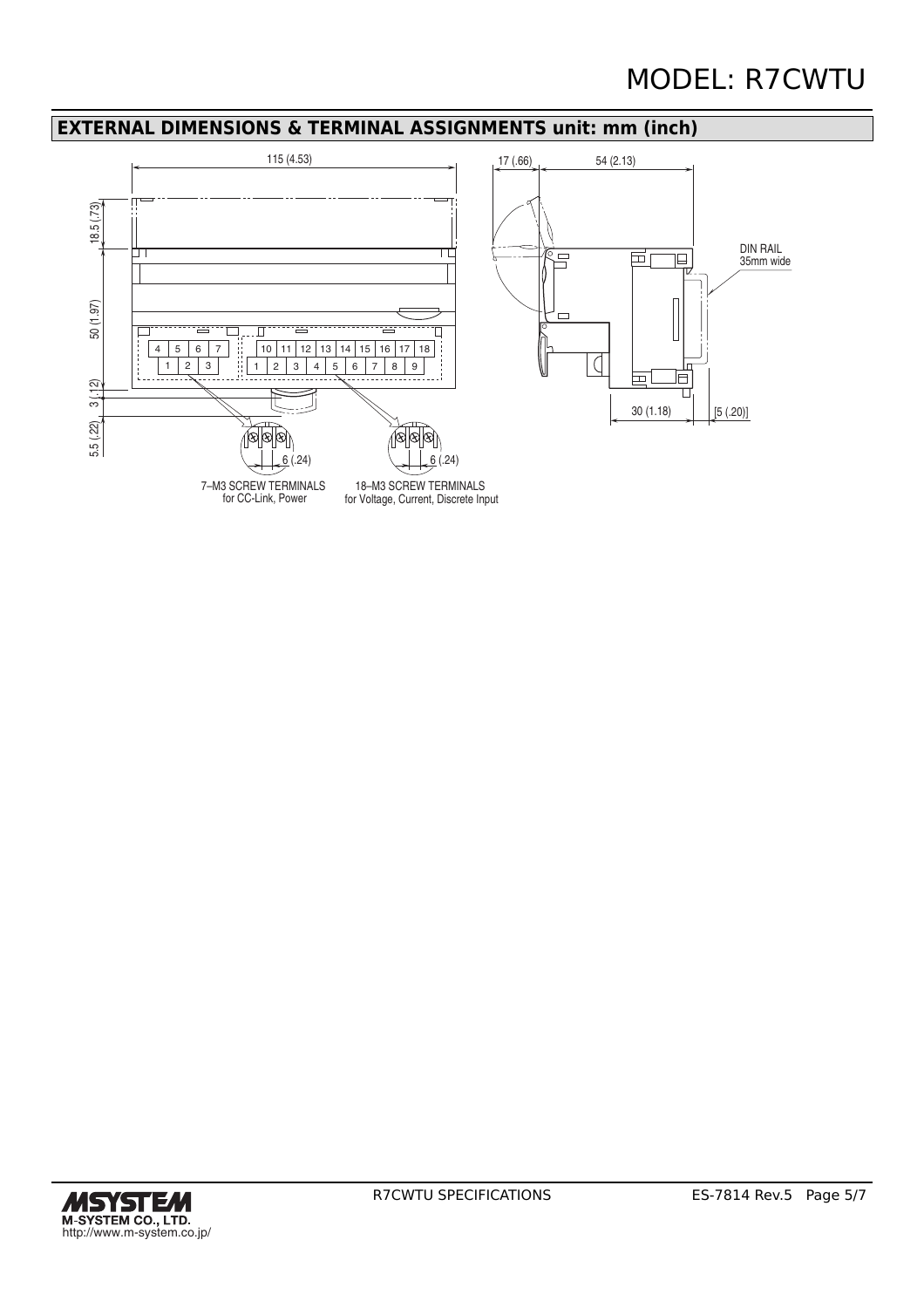## EXTERNAL DIMENSIONS & TERMINAL ASSIGNMENTS unit: mm (inch)

115 (4.53)

18.5 (.73)

50 (1.97)

3 (.12)

5.5 (.22)

17 (.66)

54 (2.13)

DIN RAIL
35mm wide

30 (1.18)

[5 (.20)]

| 4 | 5 | 6 | 7 |
|---|---|---|---|
| 1 | 2 | 3 | |

| 10 | 11 | 12 | 13 | 14 | 15 | 16 | 17 | 18 |
|---|---|---|---|---|---|---|---|---|
| 1 | 2 | 3 | 4 | 5 | 6 | 7 | 8 | 9 |

6 (.24)

6 (.24)

7–M3 SCREW TERMINALS
for CC-Link, Power

18–M3 SCREW TERMINALS
for Voltage, Current, Discrete Input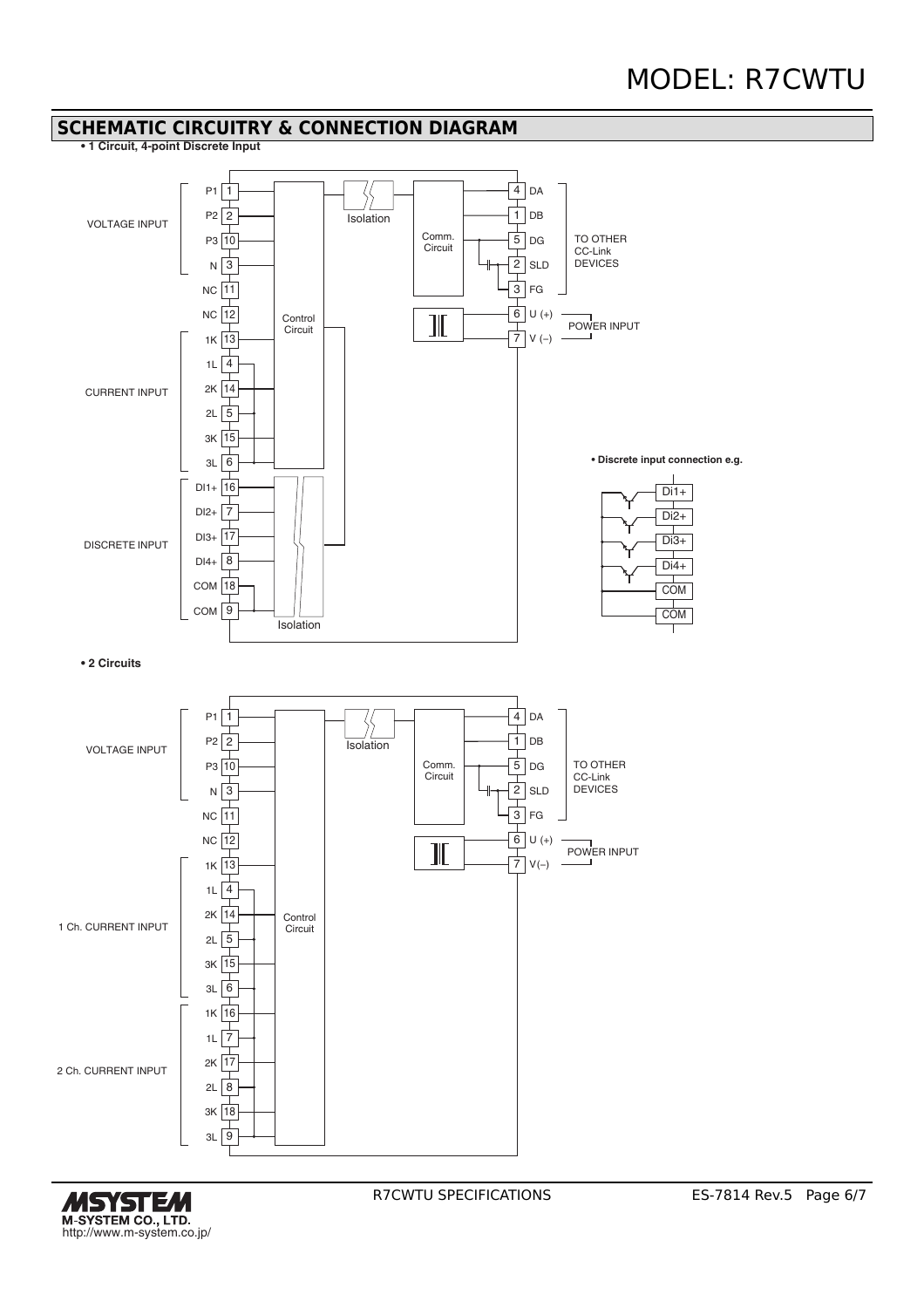## SCHEMATIC CIRCUITRY & CONNECTION DIAGRAM

**• 1 Circuit, 4-point Discrete Input**

VOLTAGE INPUT: P1 1, P2 2, P3 10, N 3

NC 11, NC 12

CURRENT INPUT: 1K 13, 1L 4, 2K 14, 2L 5, 3K 15, 3L 6

DISCRETE INPUT: DI1+ 16, DI2+ 7, DI3+ 17, DI4+ 8, COM 18, COM 9

Control Circuit, Isolation, Comm. Circuit, Isolation

TO OTHER CC-Link DEVICES: 4 DA, 1 DB, 5 DG, 2 SLD, 3 FG

POWER INPUT: 6 U (+), 7 V (–)

**• Discrete input connection e.g.**

Di1+, Di2+, Di3+, Di4+, COM, COM

**• 2 Circuits**

VOLTAGE INPUT: P1 1, P2 2, P3 10, N 3

NC 11, NC 12

1 Ch. CURRENT INPUT: 1K 13, 1L 4, 2K 14, 2L 5, 3K 15, 3L 6

2 Ch. CURRENT INPUT: 1K 16, 1L 7, 2K 17, 2L 8, 3K 18, 3L 9

Control Circuit, Isolation, Comm. Circuit

TO OTHER CC-Link DEVICES: 4 DA, 1 DB, 5 DG, 2 SLD, 3 FG

POWER INPUT: 6 U (+), 7 V(–)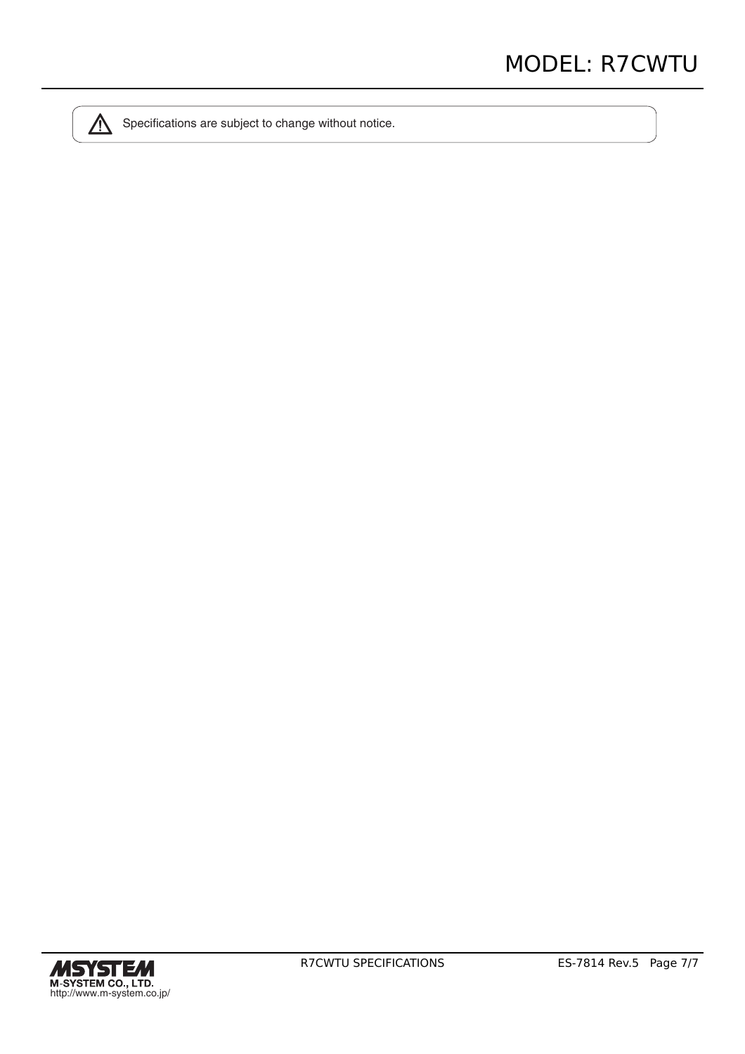Specifications are subject to change without notice.